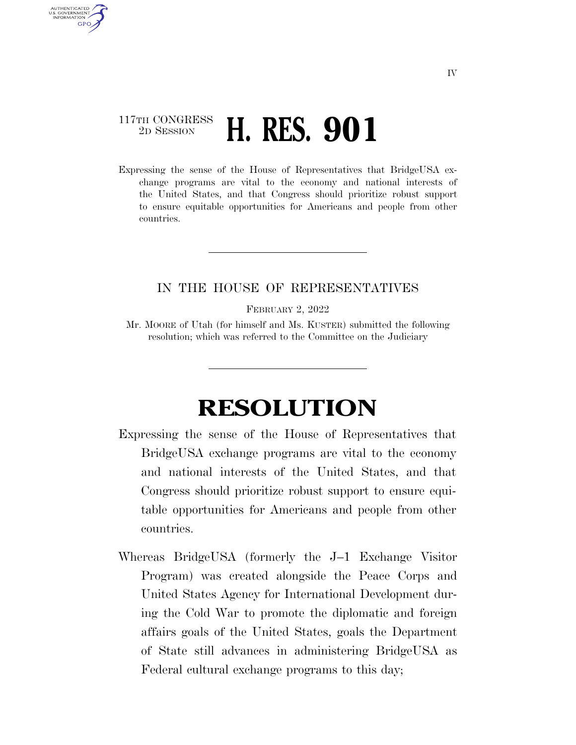117TH CONGRESS
2D SESSION

# H. RES. 901

Expressing the sense of the House of Representatives that BridgeUSA exchange programs are vital to the economy and national interests of the United States, and that Congress should prioritize robust support to ensure equitable opportunities for Americans and people from other countries.

---

IN THE HOUSE OF REPRESENTATIVES

FEBRUARY 2, 2022

Mr. MOORE of Utah (for himself and Ms. KUSTER) submitted the following resolution; which was referred to the Committee on the Judiciary

---

# RESOLUTION

Expressing the sense of the House of Representatives that BridgeUSA exchange programs are vital to the economy and national interests of the United States, and that Congress should prioritize robust support to ensure equitable opportunities for Americans and people from other countries.

Whereas BridgeUSA (formerly the J–1 Exchange Visitor Program) was created alongside the Peace Corps and United States Agency for International Development during the Cold War to promote the diplomatic and foreign affairs goals of the United States, goals the Department of State still advances in administering BridgeUSA as Federal cultural exchange programs to this day;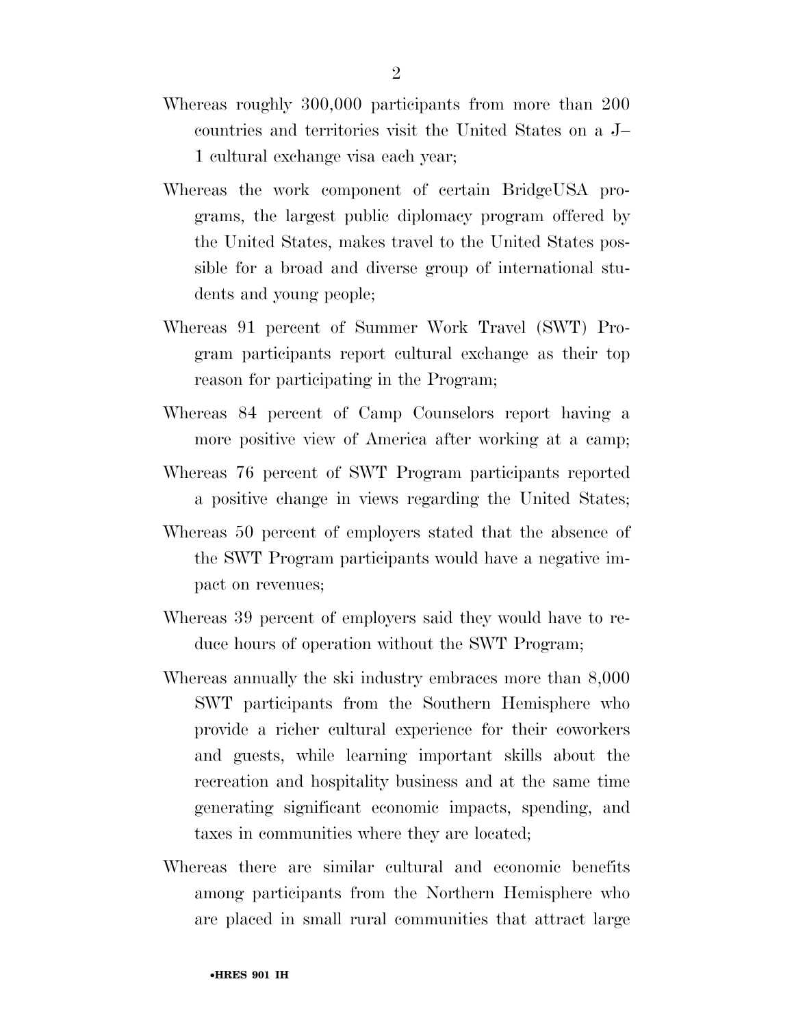Whereas roughly 300,000 participants from more than 200 countries and territories visit the United States on a J–1 cultural exchange visa each year;

Whereas the work component of certain BridgeUSA programs, the largest public diplomacy program offered by the United States, makes travel to the United States possible for a broad and diverse group of international students and young people;

Whereas 91 percent of Summer Work Travel (SWT) Program participants report cultural exchange as their top reason for participating in the Program;

Whereas 84 percent of Camp Counselors report having a more positive view of America after working at a camp;

Whereas 76 percent of SWT Program participants reported a positive change in views regarding the United States;

Whereas 50 percent of employers stated that the absence of the SWT Program participants would have a negative impact on revenues;

Whereas 39 percent of employers said they would have to reduce hours of operation without the SWT Program;

Whereas annually the ski industry embraces more than 8,000 SWT participants from the Southern Hemisphere who provide a richer cultural experience for their coworkers and guests, while learning important skills about the recreation and hospitality business and at the same time generating significant economic impacts, spending, and taxes in communities where they are located;

Whereas there are similar cultural and economic benefits among participants from the Northern Hemisphere who are placed in small rural communities that attract large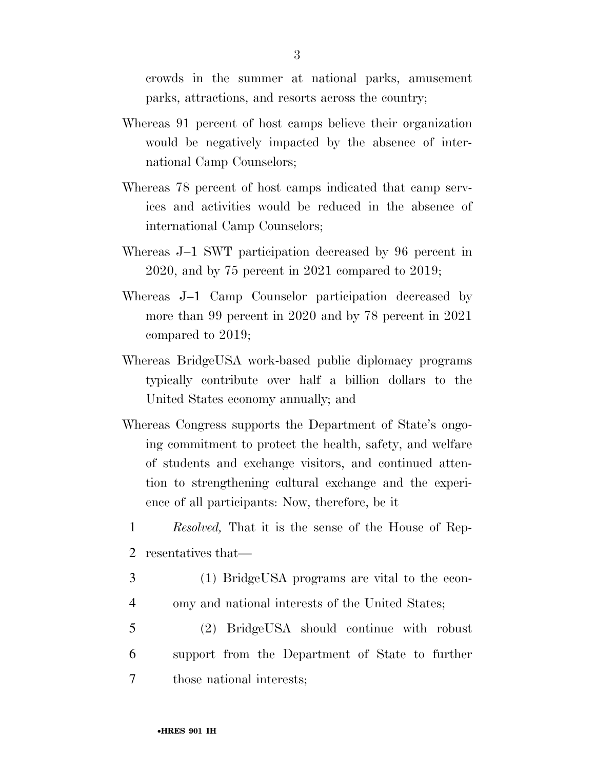crowds in the summer at national parks, amusement parks, attractions, and resorts across the country;

Whereas 91 percent of host camps believe their organization would be negatively impacted by the absence of international Camp Counselors;

Whereas 78 percent of host camps indicated that camp services and activities would be reduced in the absence of international Camp Counselors;

Whereas J–1 SWT participation decreased by 96 percent in 2020, and by 75 percent in 2021 compared to 2019;

Whereas J–1 Camp Counselor participation decreased by more than 99 percent in 2020 and by 78 percent in 2021 compared to 2019;

Whereas BridgeUSA work-based public diplomacy programs typically contribute over half a billion dollars to the United States economy annually; and

Whereas Congress supports the Department of State's ongoing commitment to protect the health, safety, and welfare of students and exchange visitors, and continued attention to strengthening cultural exchange and the experience of all participants: Now, therefore, be it

*Resolved,* That it is the sense of the House of Representatives that—

(1) BridgeUSA programs are vital to the economy and national interests of the United States;

(2) BridgeUSA should continue with robust support from the Department of State to further those national interests;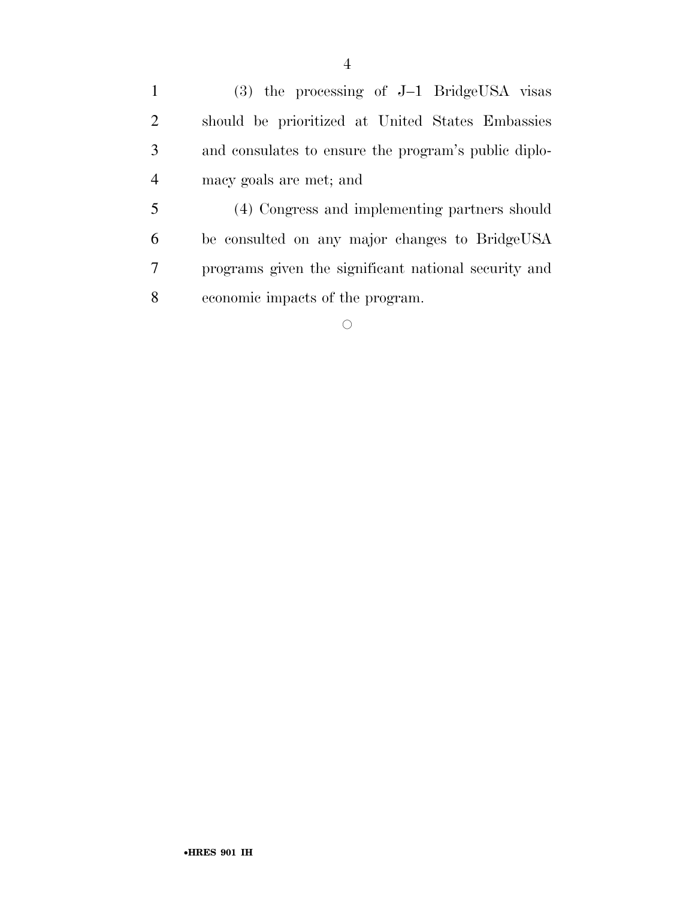(3) the processing of J–1 BridgeUSA visas should be prioritized at United States Embassies and consulates to ensure the program's public diplomacy goals are met; and

(4) Congress and implementing partners should be consulted on any major changes to BridgeUSA programs given the significant national security and economic impacts of the program.

○